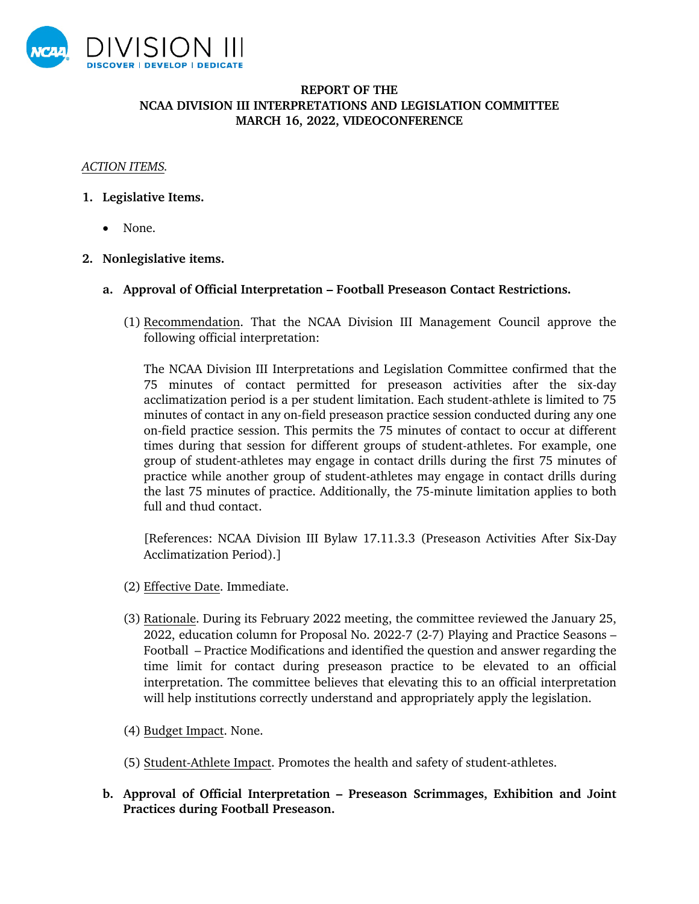**REPORT OF THE**
**NCAA DIVISION III INTERPRETATIONS AND LEGISLATION COMMITTEE**
**MARCH 16, 2022, VIDEOCONFERENCE**

*ACTION ITEMS.*

1. **Legislative Items.**

   - None.

2. **Nonlegislative items.**

   a. **Approval of Official Interpretation – Football Preseason Contact Restrictions.**

      (1) Recommendation. That the NCAA Division III Management Council approve the following official interpretation:

      The NCAA Division III Interpretations and Legislation Committee confirmed that the 75 minutes of contact permitted for preseason activities after the six-day acclimatization period is a per student limitation. Each student-athlete is limited to 75 minutes of contact in any on-field preseason practice session conducted during any one on-field practice session. This permits the 75 minutes of contact to occur at different times during that session for different groups of student-athletes. For example, one group of student-athletes may engage in contact drills during the first 75 minutes of practice while another group of student-athletes may engage in contact drills during the last 75 minutes of practice. Additionally, the 75-minute limitation applies to both full and thud contact.

      [References: NCAA Division III Bylaw 17.11.3.3 (Preseason Activities After Six-Day Acclimatization Period).]

      (2) Effective Date. Immediate.

      (3) Rationale. During its February 2022 meeting, the committee reviewed the January 25, 2022, education column for Proposal No. 2022-7 (2-7) Playing and Practice Seasons – Football – Practice Modifications and identified the question and answer regarding the time limit for contact during preseason practice to be elevated to an official interpretation. The committee believes that elevating this to an official interpretation will help institutions correctly understand and appropriately apply the legislation.

      (4) Budget Impact. None.

      (5) Student-Athlete Impact. Promotes the health and safety of student-athletes.

   b. **Approval of Official Interpretation – Preseason Scrimmages, Exhibition and Joint Practices during Football Preseason.**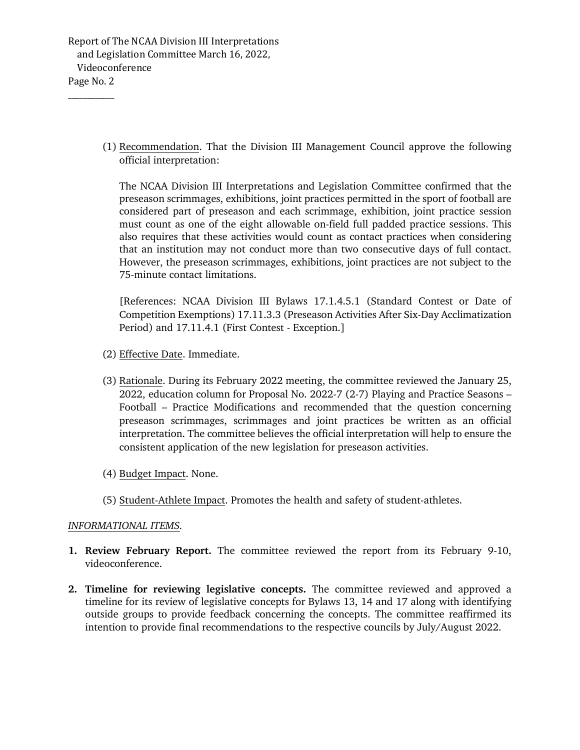(1) Recommendation. That the Division III Management Council approve the following official interpretation:

The NCAA Division III Interpretations and Legislation Committee confirmed that the preseason scrimmages, exhibitions, joint practices permitted in the sport of football are considered part of preseason and each scrimmage, exhibition, joint practice session must count as one of the eight allowable on-field full padded practice sessions. This also requires that these activities would count as contact practices when considering that an institution may not conduct more than two consecutive days of full contact. However, the preseason scrimmages, exhibitions, joint practices are not subject to the 75-minute contact limitations.

[References: NCAA Division III Bylaws 17.1.4.5.1 (Standard Contest or Date of Competition Exemptions) 17.11.3.3 (Preseason Activities After Six-Day Acclimatization Period) and 17.11.4.1 (First Contest - Exception.]

(2) Effective Date. Immediate.

(3) Rationale. During its February 2022 meeting, the committee reviewed the January 25, 2022, education column for Proposal No. 2022-7 (2-7) Playing and Practice Seasons – Football – Practice Modifications and recommended that the question concerning preseason scrimmages, scrimmages and joint practices be written as an official interpretation. The committee believes the official interpretation will help to ensure the consistent application of the new legislation for preseason activities.

(4) Budget Impact. None.

(5) Student-Athlete Impact. Promotes the health and safety of student-athletes.

*INFORMATIONAL ITEMS*.

1. **Review February Report.** The committee reviewed the report from its February 9-10, videoconference.

2. **Timeline for reviewing legislative concepts.** The committee reviewed and approved a timeline for its review of legislative concepts for Bylaws 13, 14 and 17 along with identifying outside groups to provide feedback concerning the concepts. The committee reaffirmed its intention to provide final recommendations to the respective councils by July/August 2022.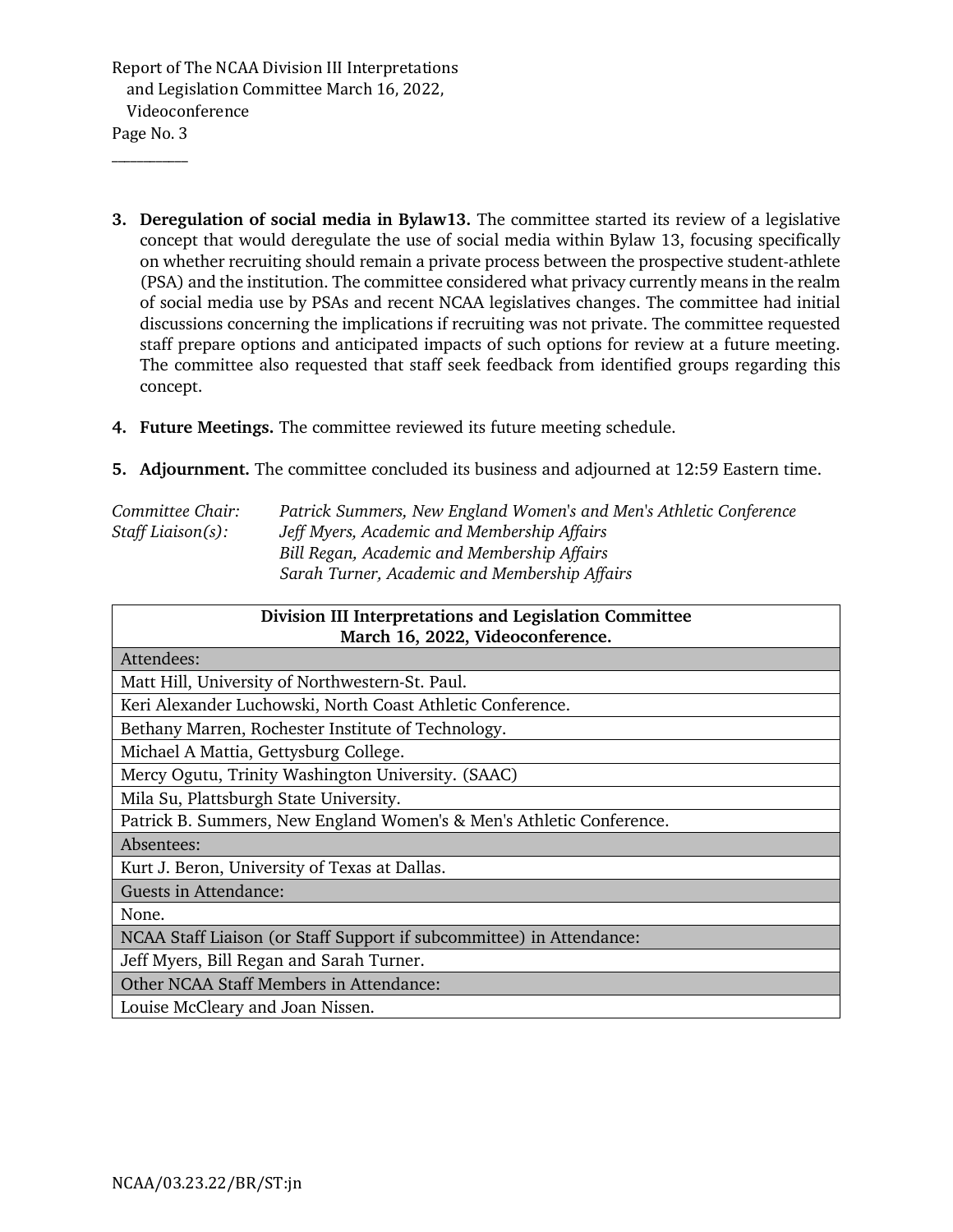3. **Deregulation of social media in Bylaw13.** The committee started its review of a legislative concept that would deregulate the use of social media within Bylaw 13, focusing specifically on whether recruiting should remain a private process between the prospective student-athlete (PSA) and the institution. The committee considered what privacy currently means in the realm of social media use by PSAs and recent NCAA legislatives changes. The committee had initial discussions concerning the implications if recruiting was not private. The committee requested staff prepare options and anticipated impacts of such options for review at a future meeting. The committee also requested that staff seek feedback from identified groups regarding this concept.

4. **Future Meetings.** The committee reviewed its future meeting schedule.

5. **Adjournment.** The committee concluded its business and adjourned at 12:59 Eastern time.

*Committee Chair:* *Patrick Summers, New England Women's and Men's Athletic Conference*
*Staff Liaison(s):* *Jeff Myers, Academic and Membership Affairs*
*Bill Regan, Academic and Membership Affairs*
*Sarah Turner, Academic and Membership Affairs*

| **Division III Interpretations and Legislation Committee March 16, 2022, Videoconference.** |
|---|
| Attendees: |
| Matt Hill, University of Northwestern-St. Paul. |
| Keri Alexander Luchowski, North Coast Athletic Conference. |
| Bethany Marren, Rochester Institute of Technology. |
| Michael A Mattia, Gettysburg College. |
| Mercy Ogutu, Trinity Washington University. (SAAC) |
| Mila Su, Plattsburgh State University. |
| Patrick B. Summers, New England Women's & Men's Athletic Conference. |
| Absentees: |
| Kurt J. Beron, University of Texas at Dallas. |
| Guests in Attendance: |
| None. |
| NCAA Staff Liaison (or Staff Support if subcommittee) in Attendance: |
| Jeff Myers, Bill Regan and Sarah Turner. |
| Other NCAA Staff Members in Attendance: |
| Louise McCleary and Joan Nissen. |

NCAA/03.23.22/BR/ST:jn